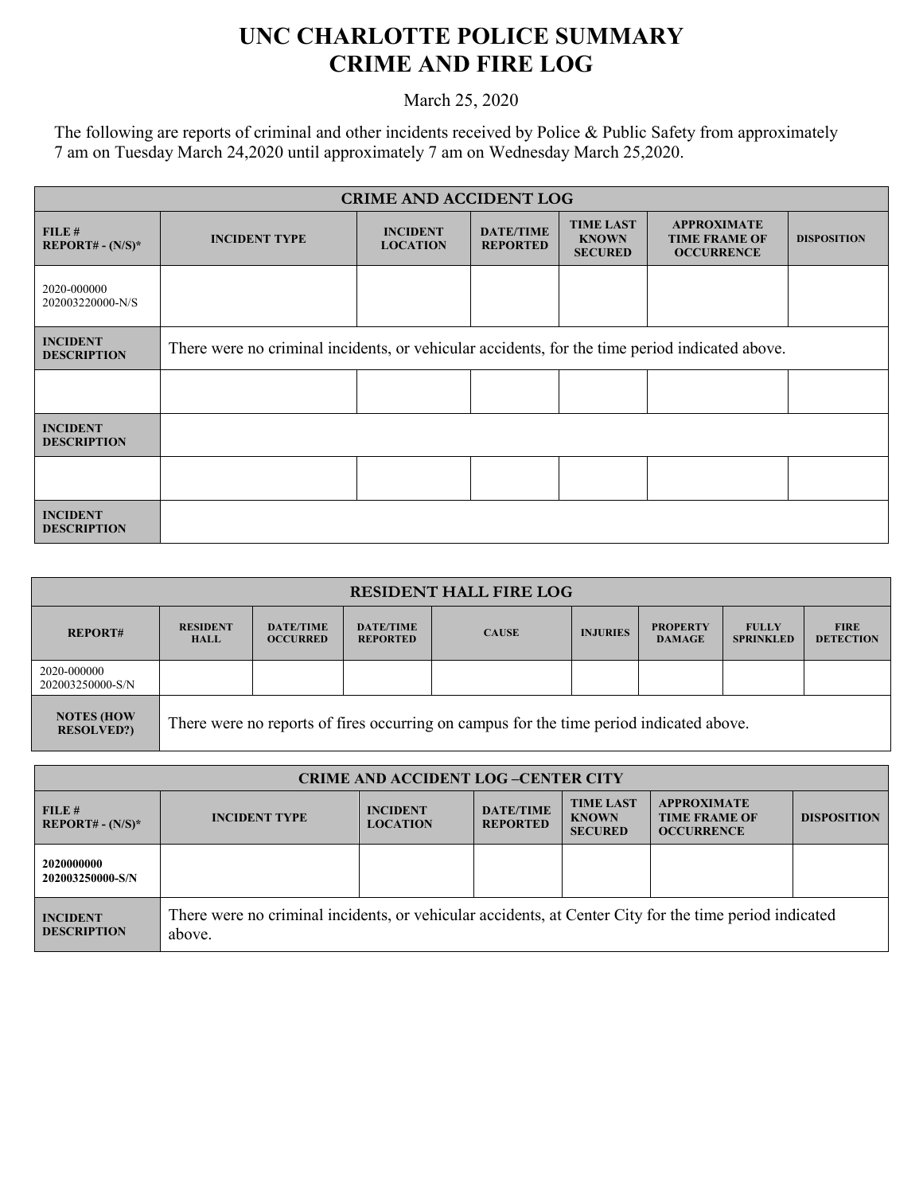# UNC CHARLOTTE POLICE SUMMARY
# CRIME AND FIRE LOG

March 25, 2020

The following are reports of criminal and other incidents received by Police & Public Safety from approximately 7 am on Tuesday March 24,2020 until approximately 7 am on Wednesday March 25,2020.

| CRIME AND ACCIDENT LOG | | | | | | |
|---|---|---|---|---|---|---|
| **FILE # REPORT# - (N/S)*** | **INCIDENT TYPE** | **INCIDENT LOCATION** | **DATE/TIME REPORTED** | **TIME LAST KNOWN SECURED** | **APPROXIMATE TIME FRAME OF OCCURRENCE** | **DISPOSITION** |
| 2020-000000 202003220000-N/S | | | | | | |
| **INCIDENT DESCRIPTION** | There were no criminal incidents, or vehicular accidents, for the time period indicated above. | | | | | |
| | | | | | | |
| **INCIDENT DESCRIPTION** | | | | | | |
| | | | | | | |
| **INCIDENT DESCRIPTION** | | | | | | |

| RESIDENT HALL FIRE LOG | | | | | | | | |
|---|---|---|---|---|---|---|---|---|
| **REPORT#** | **RESIDENT HALL** | **DATE/TIME OCCURRED** | **DATE/TIME REPORTED** | **CAUSE** | **INJURIES** | **PROPERTY DAMAGE** | **FULLY SPRINKLED** | **FIRE DETECTION** |
| 2020-000000 202003250000-S/N | | | | | | | | |
| **NOTES (HOW RESOLVED?)** | There were no reports of fires occurring on campus for the time period indicated above. | | | | | | | |

| CRIME AND ACCIDENT LOG –CENTER CITY | | | | | | |
|---|---|---|---|---|---|---|
| **FILE # REPORT# - (N/S)*** | **INCIDENT TYPE** | **INCIDENT LOCATION** | **DATE/TIME REPORTED** | **TIME LAST KNOWN SECURED** | **APPROXIMATE TIME FRAME OF OCCURRENCE** | **DISPOSITION** |
| **2020000000 202003250000-S/N** | | | | | | |
| **INCIDENT DESCRIPTION** | There were no criminal incidents, or vehicular accidents, at Center City for the time period indicated above. | | | | | |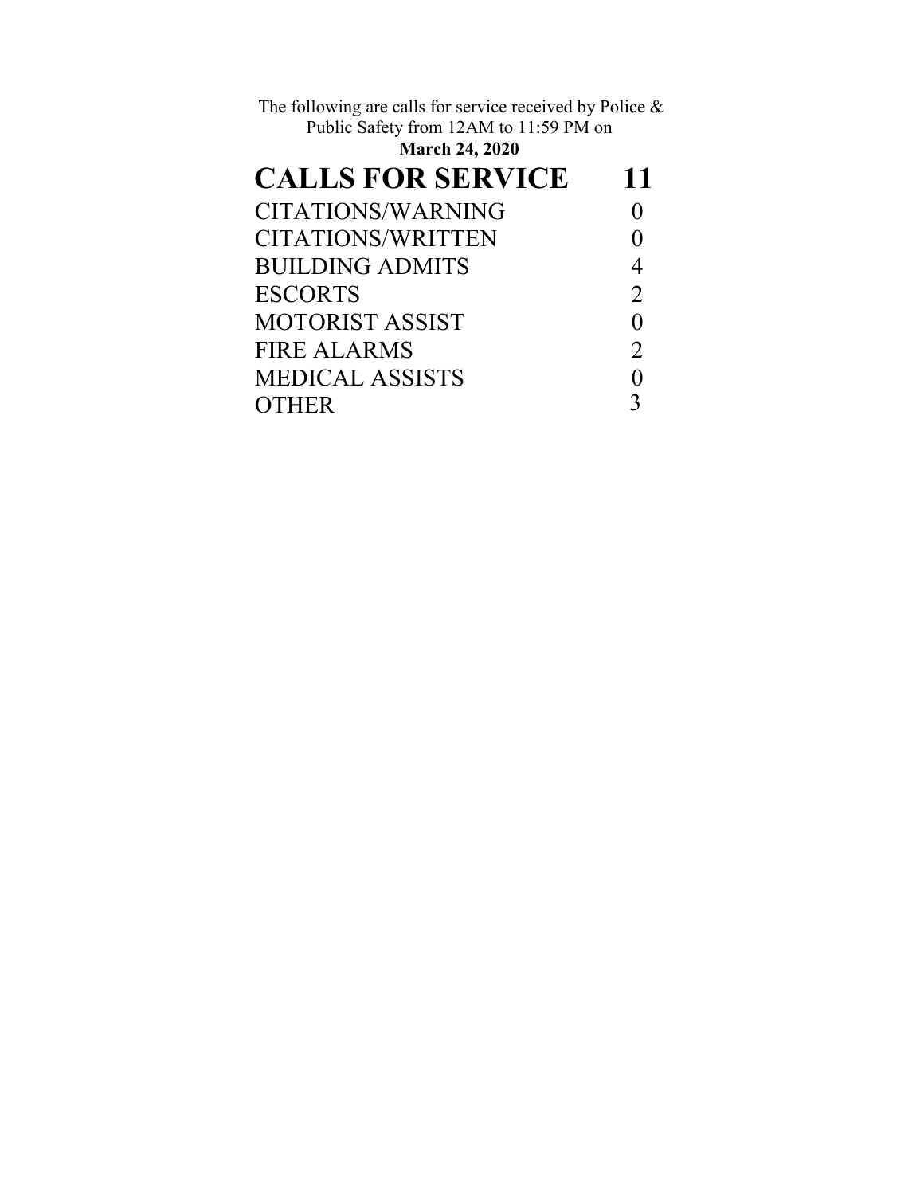The following are calls for service received by Police & Public Safety from 12AM to 11:59 PM on

**March 24, 2020**

| | |
|---|---|
| **CALLS FOR SERVICE** | **11** |
| CITATIONS/WARNING | 0 |
| CITATIONS/WRITTEN | 0 |
| BUILDING ADMITS | 4 |
| ESCORTS | 2 |
| MOTORIST ASSIST | 0 |
| FIRE ALARMS | 2 |
| MEDICAL ASSISTS | 0 |
| OTHER | 3 |